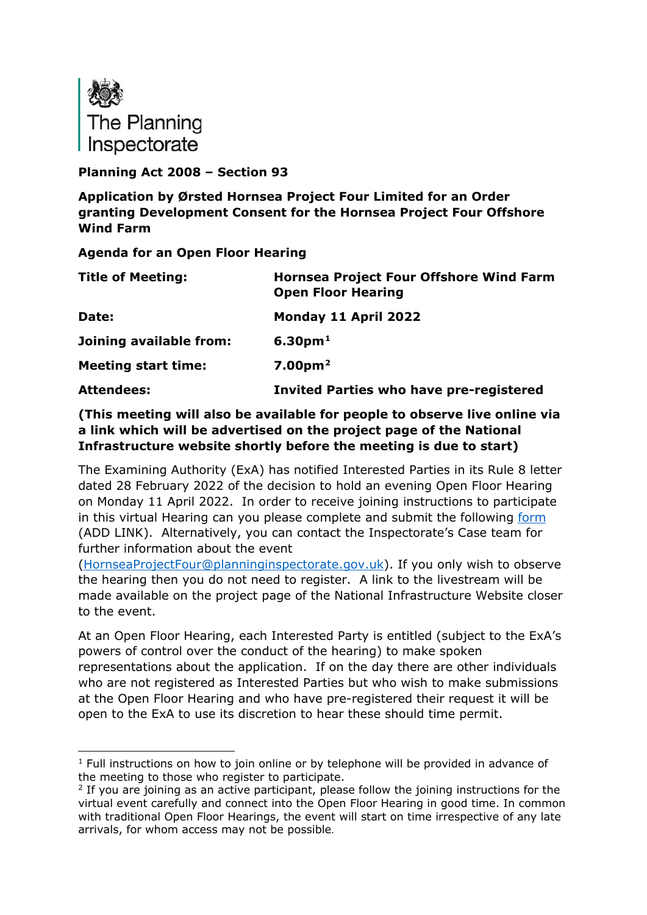The Planning Inspectorate

**Planning Act 2008 – Section 93**

**Application by Ørsted Hornsea Project Four Limited for an Order granting Development Consent for the Hornsea Project Four Offshore Wind Farm**

**Agenda for an Open Floor Hearing**

| | |
|---|---|
| **Title of Meeting:** | **Hornsea Project Four Offshore Wind Farm Open Floor Hearing** |
| **Date:** | **Monday 11 April 2022** |
| **Joining available from:** | **6.30pm**[1] |
| **Meeting start time:** | **7.00pm**[2] |
| **Attendees:** | **Invited Parties who have pre-registered** |

**(This meeting will also be available for people to observe live online via a link which will be advertised on the project page of the National Infrastructure website shortly before the meeting is due to start)**

The Examining Authority (ExA) has notified Interested Parties in its Rule 8 letter dated 28 February 2022 of the decision to hold an evening Open Floor Hearing on Monday 11 April 2022. In order to receive joining instructions to participate in this virtual Hearing can you please complete and submit the following form (ADD LINK). Alternatively, you can contact the Inspectorate's Case team for further information about the event (HornseaProjectFour@planninginspectorate.gov.uk). If you only wish to observe the hearing then you do not need to register. A link to the livestream will be made available on the project page of the National Infrastructure Website closer to the event.

At an Open Floor Hearing, each Interested Party is entitled (subject to the ExA's powers of control over the conduct of the hearing) to make spoken representations about the application. If on the day there are other individuals who are not registered as Interested Parties but who wish to make submissions at the Open Floor Hearing and who have pre-registered their request it will be open to the ExA to use its discretion to hear these should time permit.

[1] Full instructions on how to join online or by telephone will be provided in advance of the meeting to those who register to participate.

[2] If you are joining as an active participant, please follow the joining instructions for the virtual event carefully and connect into the Open Floor Hearing in good time. In common with traditional Open Floor Hearings, the event will start on time irrespective of any late arrivals, for whom access may not be possible.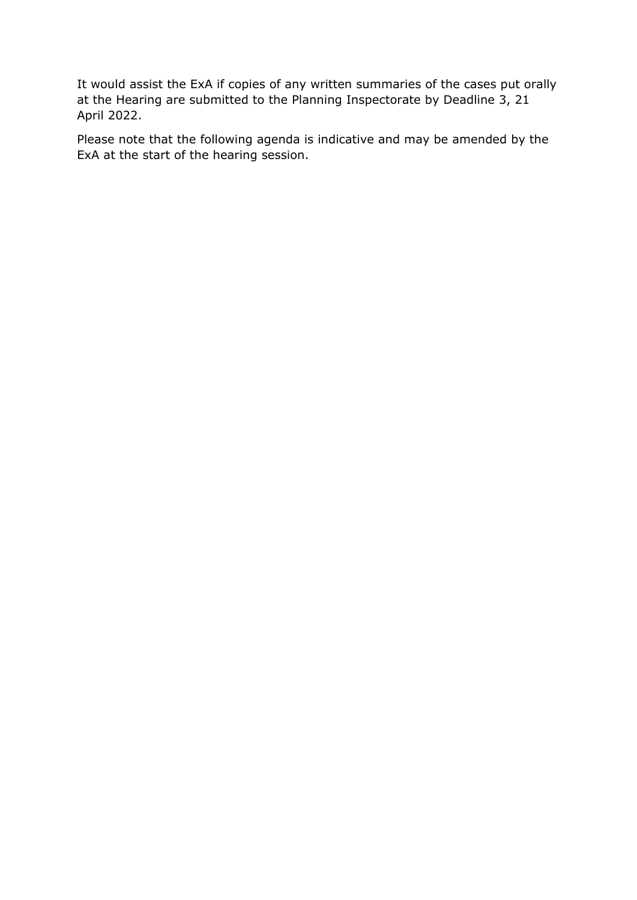It would assist the ExA if copies of any written summaries of the cases put orally at the Hearing are submitted to the Planning Inspectorate by Deadline 3, 21 April 2022.

Please note that the following agenda is indicative and may be amended by the ExA at the start of the hearing session.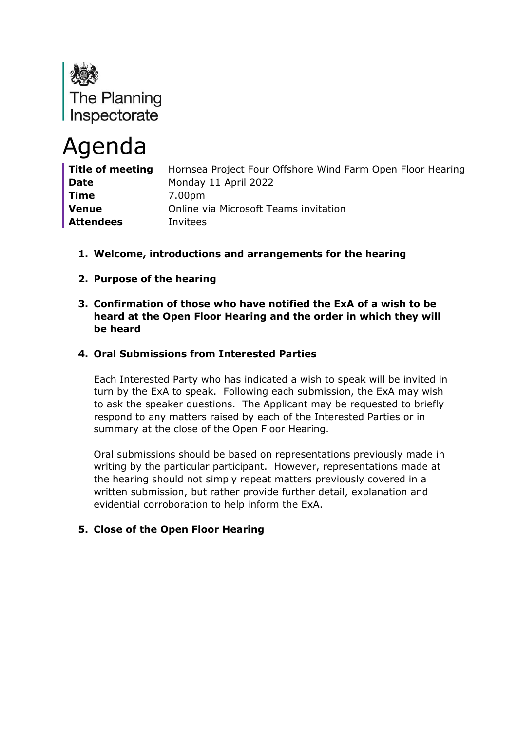The Planning Inspectorate

# Agenda

| | |
|---|---|
| **Title of meeting** | Hornsea Project Four Offshore Wind Farm Open Floor Hearing |
| **Date** | Monday 11 April 2022 |
| **Time** | 7.00pm |
| **Venue** | Online via Microsoft Teams invitation |
| **Attendees** | Invitees |

1. **Welcome, introductions and arrangements for the hearing**

2. **Purpose of the hearing**

3. **Confirmation of those who have notified the ExA of a wish to be heard at the Open Floor Hearing and the order in which they will be heard**

4. **Oral Submissions from Interested Parties**

   Each Interested Party who has indicated a wish to speak will be invited in turn by the ExA to speak. Following each submission, the ExA may wish to ask the speaker questions. The Applicant may be requested to briefly respond to any matters raised by each of the Interested Parties or in summary at the close of the Open Floor Hearing.

   Oral submissions should be based on representations previously made in writing by the particular participant. However, representations made at the hearing should not simply repeat matters previously covered in a written submission, but rather provide further detail, explanation and evidential corroboration to help inform the ExA.

5. **Close of the Open Floor Hearing**